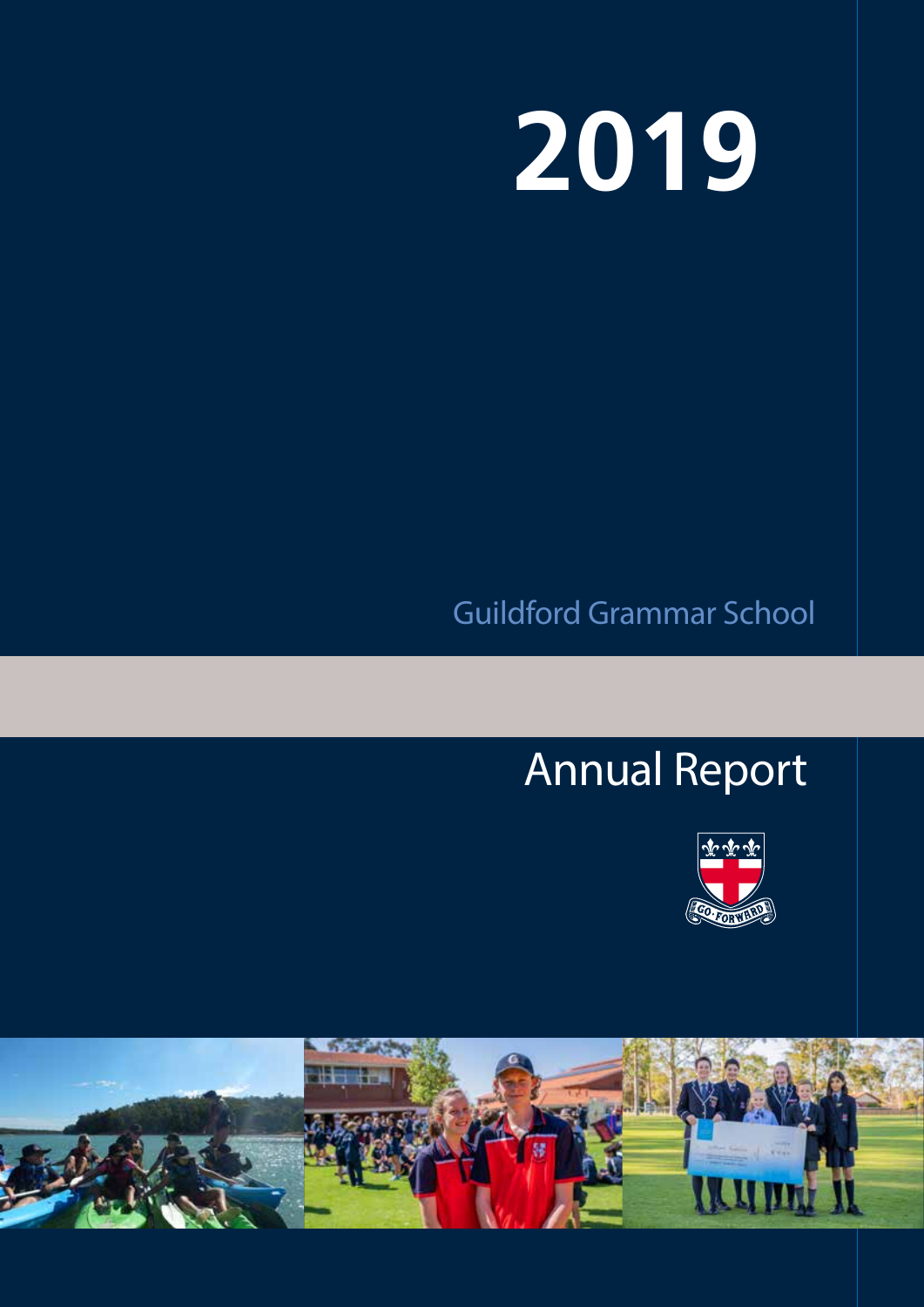# 2019

Guildford Grammar School

# Annual Report

GO FORWARD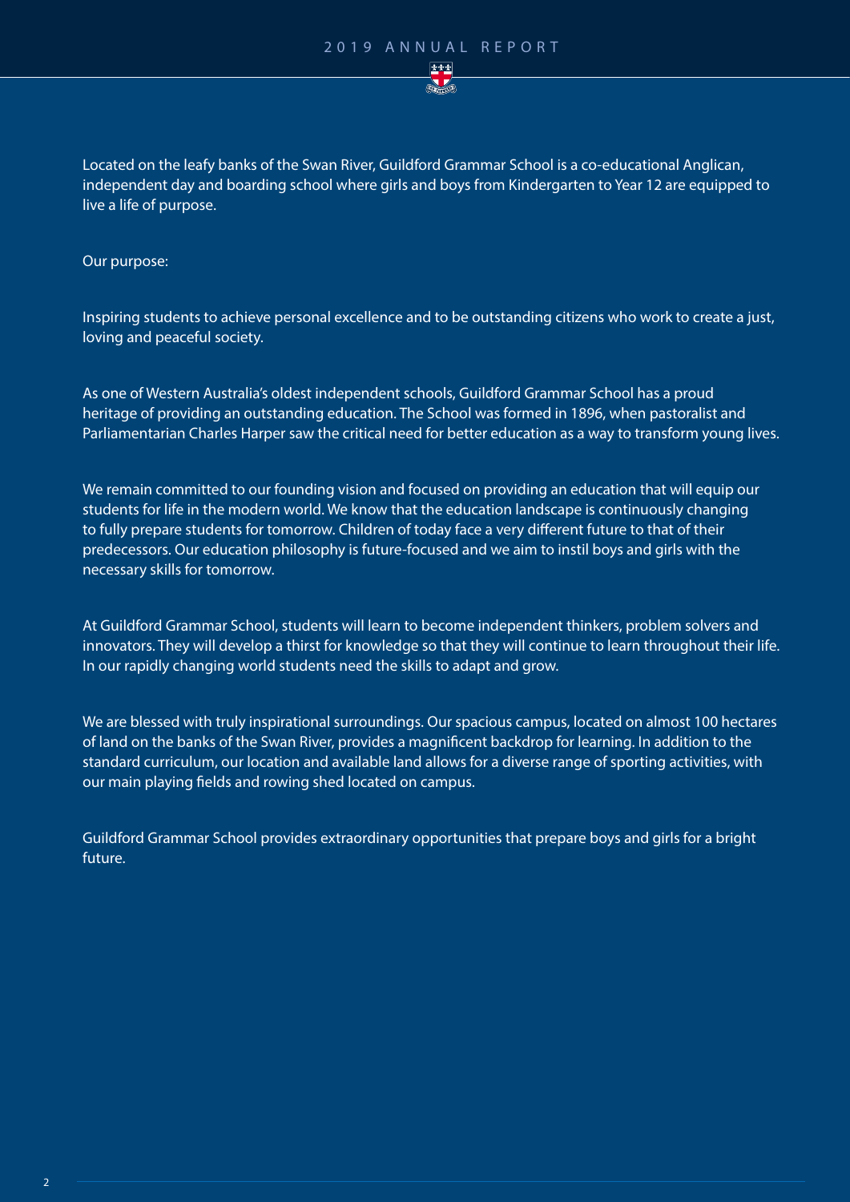Located on the leafy banks of the Swan River, Guildford Grammar School is a co-educational Anglican, independent day and boarding school where girls and boys from Kindergarten to Year 12 are equipped to live a life of purpose.

Our purpose:

Inspiring students to achieve personal excellence and to be outstanding citizens who work to create a just, loving and peaceful society.

As one of Western Australia's oldest independent schools, Guildford Grammar School has a proud heritage of providing an outstanding education. The School was formed in 1896, when pastoralist and Parliamentarian Charles Harper saw the critical need for better education as a way to transform young lives.

We remain committed to our founding vision and focused on providing an education that will equip our students for life in the modern world. We know that the education landscape is continuously changing to fully prepare students for tomorrow. Children of today face a very different future to that of their predecessors. Our education philosophy is future-focused and we aim to instil boys and girls with the necessary skills for tomorrow.

At Guildford Grammar School, students will learn to become independent thinkers, problem solvers and innovators. They will develop a thirst for knowledge so that they will continue to learn throughout their life. In our rapidly changing world students need the skills to adapt and grow.

We are blessed with truly inspirational surroundings. Our spacious campus, located on almost 100 hectares of land on the banks of the Swan River, provides a magnificent backdrop for learning. In addition to the standard curriculum, our location and available land allows for a diverse range of sporting activities, with our main playing fields and rowing shed located on campus.

Guildford Grammar School provides extraordinary opportunities that prepare boys and girls for a bright future.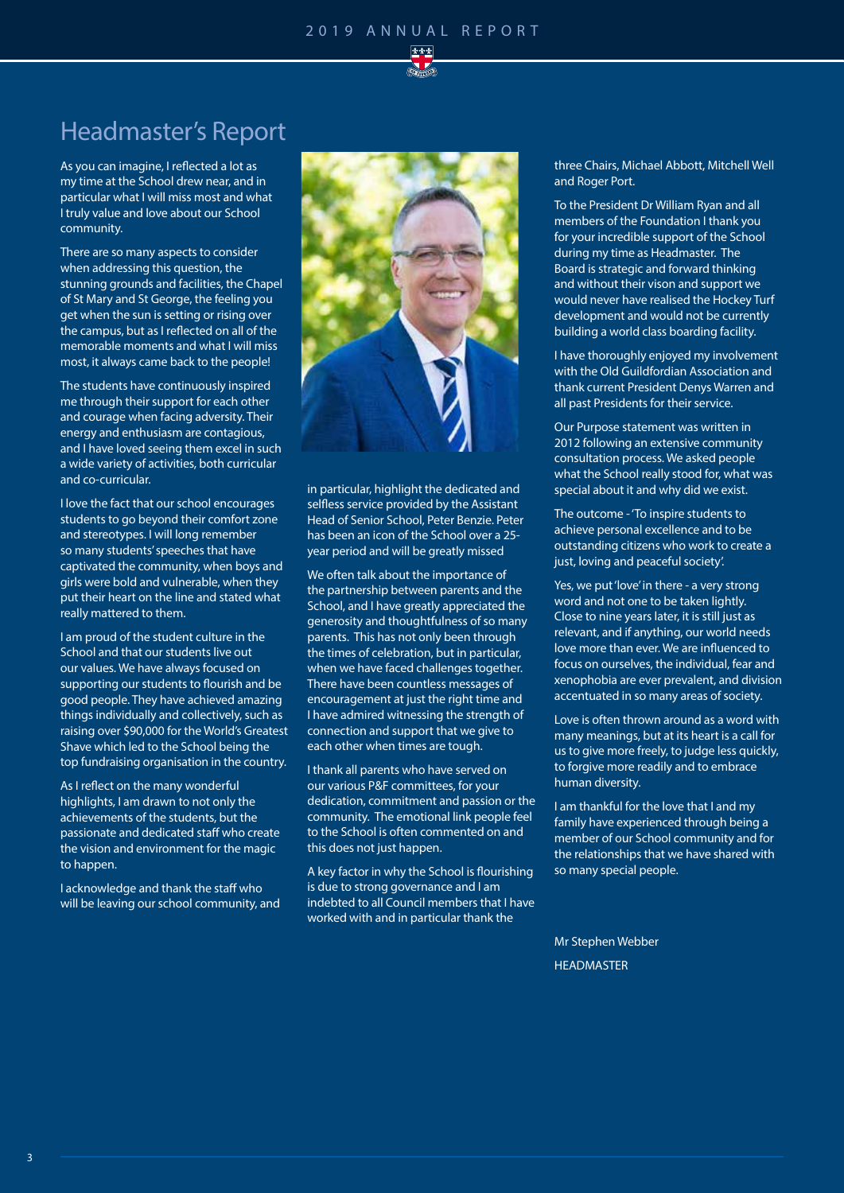# Headmaster's Report

As you can imagine, I reflected a lot as my time at the School drew near, and in particular what I will miss most and what I truly value and love about our School community.

There are so many aspects to consider when addressing this question, the stunning grounds and facilities, the Chapel of St Mary and St George, the feeling you get when the sun is setting or rising over the campus, but as I reflected on all of the memorable moments and what I will miss most, it always came back to the people!

The students have continuously inspired me through their support for each other and courage when facing adversity. Their energy and enthusiasm are contagious, and I have loved seeing them excel in such a wide variety of activities, both curricular and co-curricular.

I love the fact that our school encourages students to go beyond their comfort zone and stereotypes. I will long remember so many students' speeches that have captivated the community, when boys and girls were bold and vulnerable, when they put their heart on the line and stated what really mattered to them.

I am proud of the student culture in the School and that our students live out our values. We have always focused on supporting our students to flourish and be good people. They have achieved amazing things individually and collectively, such as raising over $90,000 for the World's Greatest Shave which led to the School being the top fundraising organisation in the country.

As I reflect on the many wonderful highlights, I am drawn to not only the achievements of the students, but the passionate and dedicated staff who create the vision and environment for the magic to happen.

I acknowledge and thank the staff who will be leaving our school community, and in particular, highlight the dedicated and selfless service provided by the Assistant Head of Senior School, Peter Benzie. Peter has been an icon of the School over a 25-year period and will be greatly missed

We often talk about the importance of the partnership between parents and the School, and I have greatly appreciated the generosity and thoughtfulness of so many parents. This has not only been through the times of celebration, but in particular, when we have faced challenges together. There have been countless messages of encouragement at just the right time and I have admired witnessing the strength of connection and support that we give to each other when times are tough.

I thank all parents who have served on our various P&F committees, for your dedication, commitment and passion or the community. The emotional link people feel to the School is often commented on and this does not just happen.

A key factor in why the School is flourishing is due to strong governance and I am indebted to all Council members that I have worked with and in particular thank the three Chairs, Michael Abbott, Mitchell Well and Roger Port.

To the President Dr William Ryan and all members of the Foundation I thank you for your incredible support of the School during my time as Headmaster. The Board is strategic and forward thinking and without their vison and support we would never have realised the Hockey Turf development and would not be currently building a world class boarding facility.

I have thoroughly enjoyed my involvement with the Old Guildfordian Association and thank current President Denys Warren and all past Presidents for their service.

Our Purpose statement was written in 2012 following an extensive community consultation process. We asked people what the School really stood for, what was special about it and why did we exist.

The outcome - 'To inspire students to achieve personal excellence and to be outstanding citizens who work to create a just, loving and peaceful society'.

Yes, we put 'love' in there - a very strong word and not one to be taken lightly. Close to nine years later, it is still just as relevant, and if anything, our world needs love more than ever. We are influenced to focus on ourselves, the individual, fear and xenophobia are ever prevalent, and division accentuated in so many areas of society.

Love is often thrown around as a word with many meanings, but at its heart is a call for us to give more freely, to judge less quickly, to forgive more readily and to embrace human diversity.

I am thankful for the love that I and my family have experienced through being a member of our School community and for the relationships that we have shared with so many special people.

Mr Stephen Webber

HEADMASTER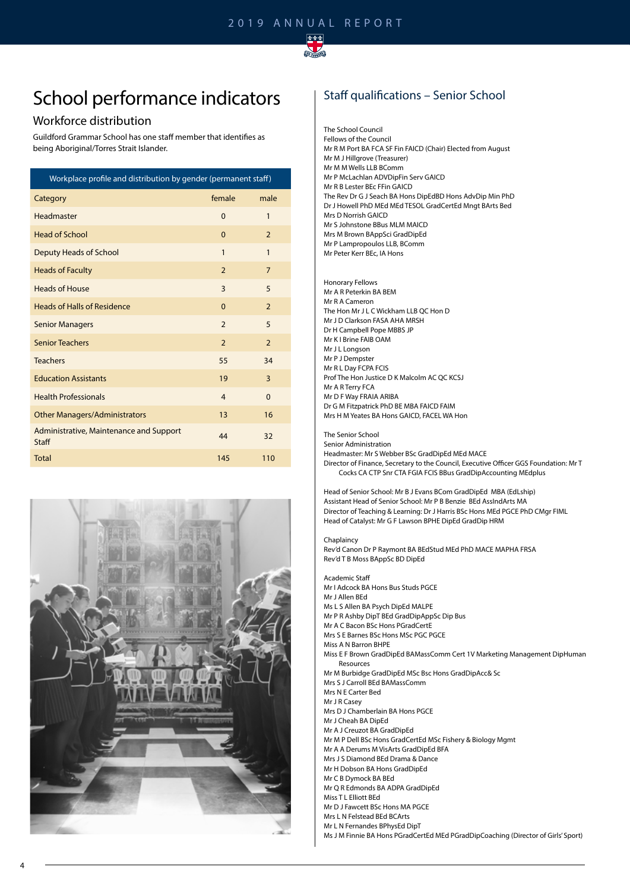# School performance indicators

## Workforce distribution

Guildford Grammar School has one staff member that identifies as being Aboriginal/Torres Strait Islander.

| Workplace profile and distribution by gender (permanent staff) | | |
|---|---|---|
| Category | female | male |
| Headmaster | 0 | 1 |
| Head of School | 0 | 2 |
| Deputy Heads of School | 1 | 1 |
| Heads of Faculty | 2 | 7 |
| Heads of House | 3 | 5 |
| Heads of Halls of Residence | 0 | 2 |
| Senior Managers | 2 | 5 |
| Senior Teachers | 2 | 2 |
| Teachers | 55 | 34 |
| Education Assistants | 19 | 3 |
| Health Professionals | 4 | 0 |
| Other Managers/Administrators | 13 | 16 |
| Administrative, Maintenance and Support Staff | 44 | 32 |
| Total | 145 | 110 |

## Staff qualifications – Senior School

The School Council
Fellows of the Council
Mr R M Port BA FCA SF Fin FAICD (Chair) Elected from August
Mr M J Hillgrove (Treasurer)
Mr M M Wells LLB BComm
Mr P McLachlan ADVDipFin Serv GAICD
Mr R B Lester BEc FFin GAICD
The Rev Dr G J Seach BA Hons DipEdBD Hons AdvDip Min PhD
Dr J Howell PhD MEd MEd TESOL GradCertEd Mngt BArts Bed
Mrs D Norrish GAICD
Mr S Johnstone BBus MLM MAICD
Mrs M Brown BAppSci GradDipEd
Mr P Lampropoulos LLB, BComm
Mr Peter Kerr BEc, IA Hons

Honorary Fellows
Mr A R Peterkin BA BEM
Mr R A Cameron
The Hon Mr J L C Wickham LLB QC Hon D
Mr J D Clarkson FASA AHA MRSH
Dr H Campbell Pope MBBS JP
Mr K I Brine FAIB OAM
Mr J L Longson
Mr P J Dempster
Mr R L Day FCPA FCIS
Prof The Hon Justice D K Malcolm AC QC KCSJ
Mr A R Terry FCA
Mr D F Way FRAIA ARIBA
Dr G M Fitzpatrick PhD BE MBA FAICD FAIM
Mrs H M Yeates BA Hons GAICD, FACEL WA Hon

The Senior School
Senior Administration
Headmaster: Mr S Webber BSc GradDipEd MEd MACE
Director of Finance, Secretary to the Council, Executive Officer GGS Foundation: Mr T Cocks CA CTP Snr CTA FGIA FCIS BBus GradDipAccounting MEdplus

Head of Senior School: Mr B J Evans BCom GradDipEd MBA (EdLship)
Assistant Head of Senior School: Mr P B Benzie BEd AssIndArts MA
Director of Teaching & Learning: Dr J Harris BSc Hons MEd PGCE PhD CMgr FIML
Head of Catalyst: Mr G F Lawson BPHE DipEd GradDip HRM

Chaplaincy
Rev'd Canon Dr P Raymont BA BEdStud MEd PhD MACE MAPHA FRSA
Rev'd T B Moss BAppSc BD DipEd

Academic Staff
Mr I Adcock BA Hons Bus Studs PGCE
Mr J Allen BEd
Ms L S Allen BA Psych DipEd MALPE
Mr P R Ashby DipT BEd GradDipAppSc Dip Bus
Mr A C Bacon BSc Hons PGradCertE
Mrs S E Barnes BSc Hons MSc PGC PGCE
Miss A N Barron BHPE
Miss E F Brown GradDipEd BAMassComm Cert 1V Marketing Management DipHuman Resources
Mr M Burbidge GradDipEd MSc Bsc Hons GradDipAcc& Sc
Mrs S J Carroll BEd BAMassComm
Mrs N E Carter Bed
Mr J R Casey
Mrs D J Chamberlain BA Hons PGCE
Mr J Cheah BA DipEd
Mr A J Creuzot BA GradDipEd
Mr M P Dell BSc Hons GradCertEd MSc Fishery & Biology Mgmt
Mr A A Derums M VisArts GradDipEd BFA
Mrs J S Diamond BEd Drama & Dance
Mr H Dobson BA Hons GradDipEd
Mr C B Dymock BA BEd
Mr Q R Edmonds BA ADPA GradDipEd
Miss T L Elliott BEd
Mr D J Fawcett BSc Hons MA PGCE
Mrs L N Felstead BEd BCArts
Mr L N Fernandes BPhysEd DipT
Ms J M Finnie BA Hons PGradCertEd MEd PGradDipCoaching (Director of Girls' Sport)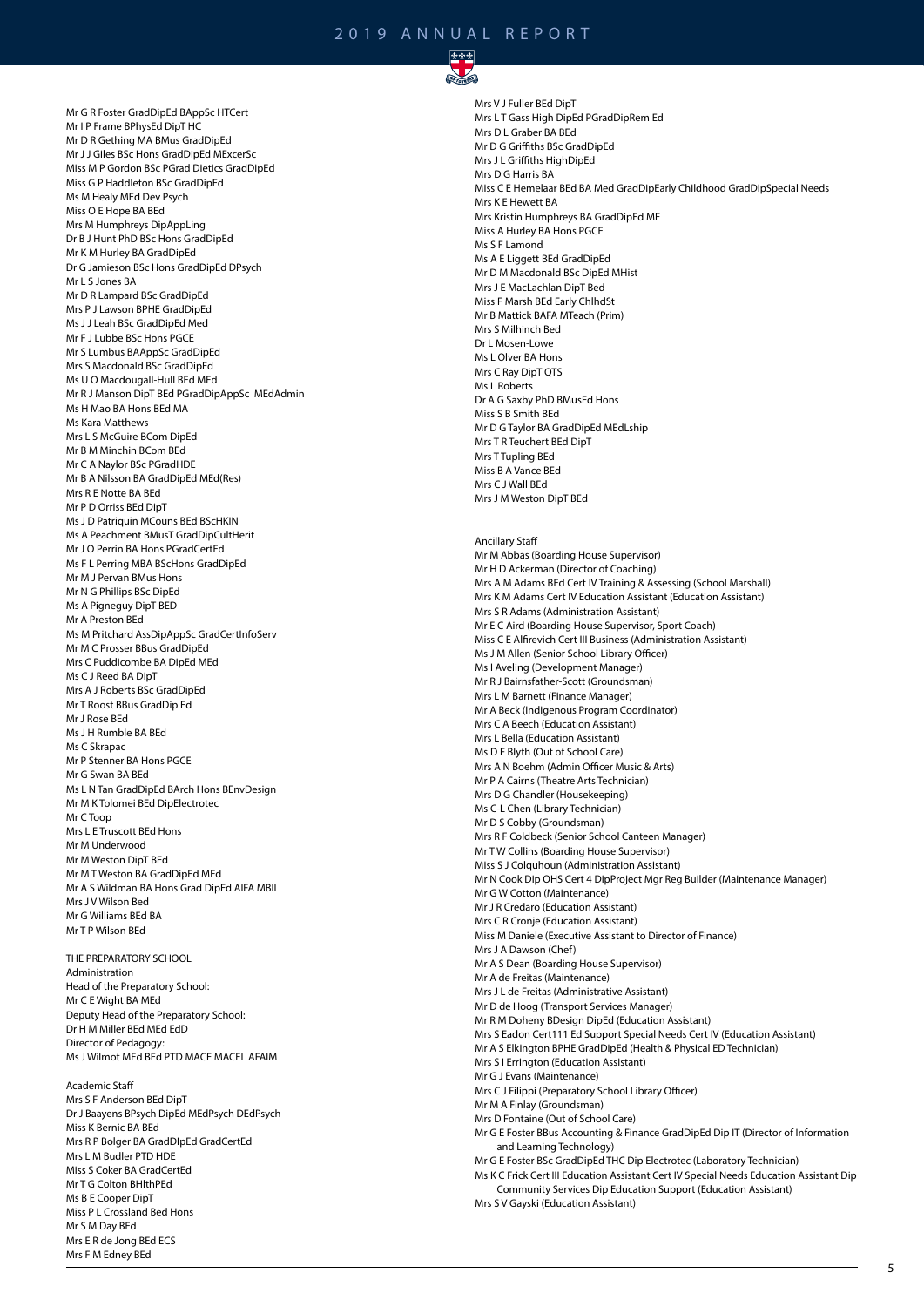Mr G R Foster GradDipEd BAppSc HTCert
Mr I P Frame BPhysEd DipT HC
Mr D R Gething MA BMus GradDipEd
Mr J J Giles BSc Hons GradDipEd MExcerSc
Miss M P Gordon BSc PGrad Dietics GradDipEd
Miss G P Haddleton BSc GradDipEd
Ms M Healy MEd Dev Psych
Miss O E Hope BA BEd
Mrs M Humphreys DipAppLing
Dr B J Hunt PhD BSc Hons GradDipEd
Mr K M Hurley BA GradDipEd
Dr G Jamieson BSc Hons GradDipEd DPsych
Mr L S Jones BA
Mr D R Lampard BSc GradDipEd
Mrs P J Lawson BPHE GradDipEd
Ms J J Leah BSc GradDipEd Med
Mr F J Lubbe BSc Hons PGCE
Mr S Lumbus BAAppSc GradDipEd
Mrs S Macdonald BSc GradDipEd
Ms U O Macdougall-Hull BEd MEd
Mr R J Manson DipT BEd PGradDipAppSc MEdAdmin
Ms H Mao BA Hons BEd MA
Ms Kara Matthews
Mrs L S McGuire BCom DipEd
Mr B M Minchin BCom BEd
Mr C A Naylor BSc PGradHDE
Mr B A Nilsson BA GradDipEd MEd(Res)
Mrs R E Notte BA BEd
Mr P D Orriss BEd DipT
Ms J D Patriquin MCouns BEd BScHKIN
Ms A Peachment BMusT GradDipCultHerit
Mr J O Perrin BA Hons PGradCertEd
Ms F L Perring MBA BScHons GradDipEd
Mr M J Pervan BMus Hons
Mr N G Phillips BSc DipEd
Ms A Pigneguy DipT BED
Mr A Preston BEd
Ms M Pritchard AssDipAppSc GradCertInfoServ
Mr M C Prosser BBus GradDipEd
Mrs C Puddicombe BA DipEd MEd
Ms C J Reed BA DipT
Mrs A J Roberts BSc GradDipEd
Mr T Roost BBus GradDip Ed
Mr J Rose BEd
Ms J H Rumble BA BEd
Ms C Skrapac
Mr P Stenner BA Hons PGCE
Mr G Swan BA BEd
Ms L N Tan GradDipEd BArch Hons BEnvDesign
Mr M K Tolomei BEd DipElectrotec
Mr C Toop
Mrs L E Truscott BEd Hons
Mr M Underwood
Mr M Weston DipT BEd
Mr M T Weston BA GradDipEd MEd
Mr A S Wildman BA Hons Grad DipEd AIFA MBII
Mrs J V Wilson Bed
Mr G Williams BEd BA
Mr T P Wilson BEd

THE PREPARATORY SCHOOL

Administration

Head of the Preparatory School:
Mr C E Wight BA MEd

Deputy Head of the Preparatory School:
Dr H M Miller BEd MEd EdD

Director of Pedagogy:
Ms J Wilmot MEd BEd PTD MACE MACEL AFAIM

Academic Staff

Mrs S F Anderson BEd DipT
Dr J Baayens BPsych DipEd MEdPsych DEdPsych
Miss K Bernic BA BEd
Mrs R P Bolger BA GradDIpEd GradCertEd
Mrs L M Budler PTD HDE
Miss S Coker BA GradCertEd
Mr T G Colton BHlthPEd
Ms B E Cooper DipT
Miss P L Crossland Bed Hons
Mr S M Day BEd
Mrs E R de Jong BEd ECS
Mrs F M Edney BEd
Mrs V J Fuller BEd DipT
Mrs L T Gass High DipEd PGradDipRem Ed
Mrs D L Graber BA BEd
Mr D G Griffiths BSc GradDipEd
Mrs J L Griffiths HighDipEd
Mrs D G Harris BA
Miss C E Hemelaar BEd BA Med GradDipEarly Childhood GradDipSpecial Needs
Mrs K E Hewett BA
Mrs Kristin Humphreys BA GradDipEd ME
Miss A Hurley BA Hons PGCE
Ms S F Lamond
Ms A E Liggett BEd GradDipEd
Mr D M Macdonald BSc DipEd MHist
Mrs J E MacLachlan DipT Bed
Miss F Marsh BEd Early ChlhdSt
Mr B Mattick BAFA MTeach (Prim)
Mrs S Milhinch Bed
Dr L Mosen-Lowe
Ms L Olver BA Hons
Mrs C Ray DipT QTS
Ms L Roberts
Dr A G Saxby PhD BMusEd Hons
Miss S B Smith BEd
Mr D G Taylor BA GradDipEd MEdLship
Mrs T R Teuchert BEd DipT
Mrs T Tupling BEd
Miss B A Vance BEd
Mrs C J Wall BEd
Mrs J M Weston DipT BEd

Ancillary Staff

Mr M Abbas (Boarding House Supervisor)
Mr H D Ackerman (Director of Coaching)
Mrs A M Adams BEd Cert IV Training & Assessing (School Marshall)
Mrs K M Adams Cert IV Education Assistant (Education Assistant)
Mrs S R Adams (Administration Assistant)
Mr E C Aird (Boarding House Supervisor, Sport Coach)
Miss C E Alfirevich Cert III Business (Administration Assistant)
Ms J M Allen (Senior School Library Officer)
Ms I Aveling (Development Manager)
Mr R J Bairnsfather-Scott (Groundsman)
Mrs L M Barnett (Finance Manager)
Mr A Beck (Indigenous Program Coordinator)
Mrs C A Beech (Education Assistant)
Mrs L Bella (Education Assistant)
Ms D F Blyth (Out of School Care)
Mrs A N Boehm (Admin Officer Music & Arts)
Mr P A Cairns (Theatre Arts Technician)
Mrs D G Chandler (Housekeeping)
Ms C-L Chen (Library Technician)
Mr D S Cobby (Groundsman)
Mrs R F Coldbeck (Senior School Canteen Manager)
Mr T W Collins (Boarding House Supervisor)
Miss S J Colquhoun (Administration Assistant)
Mr N Cook Dip OHS Cert 4 DipProject Mgr Reg Builder (Maintenance Manager)
Mr G W Cotton (Maintenance)
Mr J R Credaro (Education Assistant)
Mrs C R Cronje (Education Assistant)
Miss M Daniele (Executive Assistant to Director of Finance)
Mrs J A Dawson (Chef)
Mr A S Dean (Boarding House Supervisor)
Mr A de Freitas (Maintenance)
Mrs J L de Freitas (Administrative Assistant)
Mr D de Hoog (Transport Services Manager)
Mr R M Doheny BDesign DipEd (Education Assistant)
Mrs S Eadon Cert111 Ed Support Special Needs Cert IV (Education Assistant)
Mr A S Elkington BPHE GradDipEd (Health & Physical ED Technician)
Mrs S I Errington (Education Assistant)
Mr G J Evans (Maintenance)
Mrs C J Filippi (Preparatory School Library Officer)
Mr M A Finlay (Groundsman)
Mrs D Fontaine (Out of School Care)
Mr G E Foster BBus Accounting & Finance GradDipEd Dip IT (Director of Information and Learning Technology)
Mr G E Foster BSc GradDipEd THC Dip Electrotec (Laboratory Technician)
Ms K C Frick Cert III Education Assistant Cert IV Special Needs Education Assistant Dip Community Services Dip Education Support (Education Assistant)
Mrs S V Gayski (Education Assistant)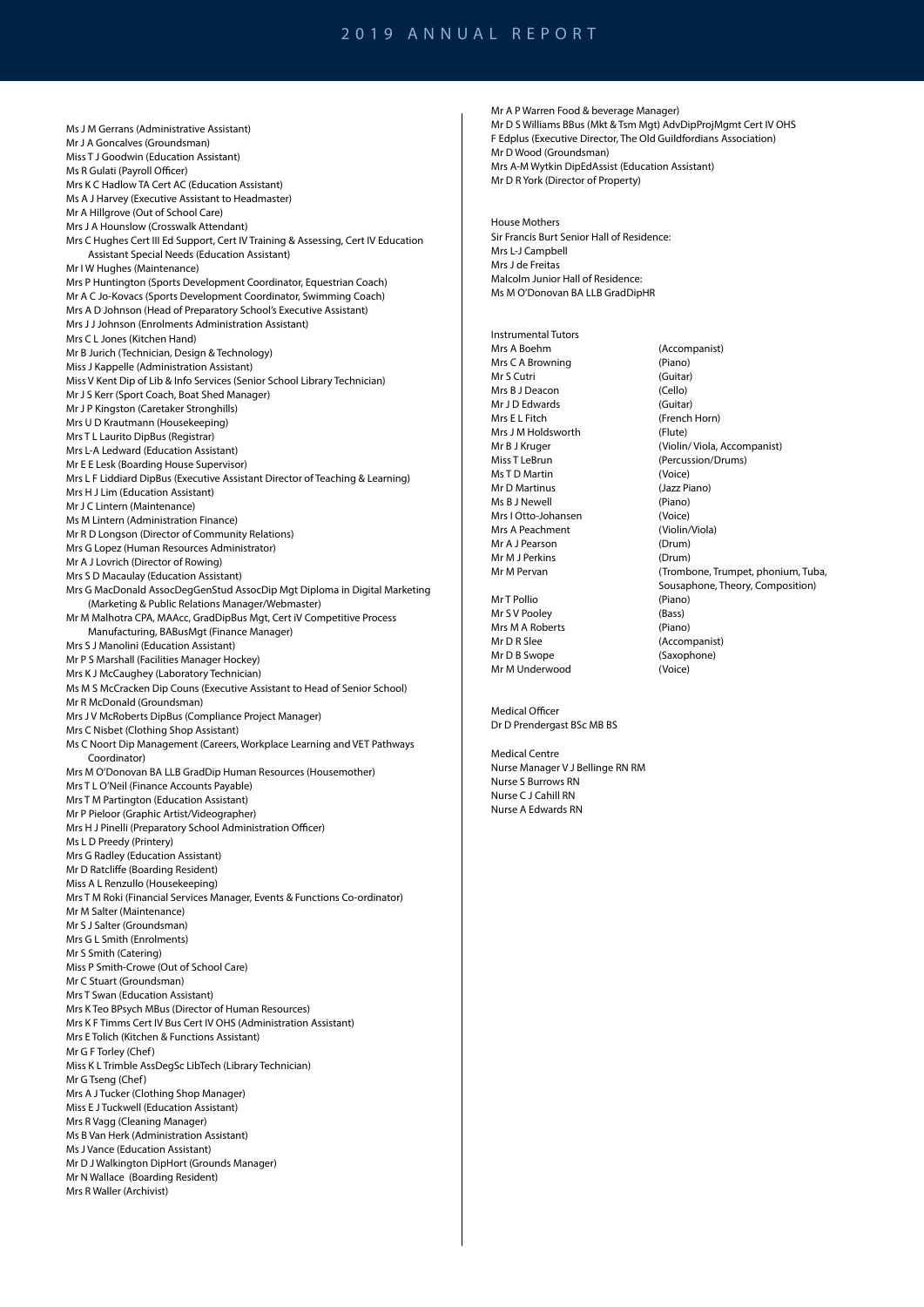Ms J M Gerrans (Administrative Assistant)
Mr J A Goncalves (Groundsman)
Miss T J Goodwin (Education Assistant)
Ms R Gulati (Payroll Officer)
Mrs K C Hadlow TA Cert AC (Education Assistant)
Mrs A J Harvey (Executive Assistant to Headmaster)
Mr A Hillgrove (Out of School Care)
Mrs J A Hounslow (Crosswalk Attendant)
Mrs C Hughes Cert III Ed Support, Cert IV Training & Assessing, Cert IV Education Assistant Special Needs (Education Assistant)
Mr I W Hughes (Maintenance)
Mrs P Huntington (Sports Development Coordinator, Equestrian Coach)
Mr A C Jo-Kovacs (Sports Development Coordinator, Swimming Coach)
Mrs A D Johnson (Head of Preparatory School's Executive Assistant)
Mrs J J Johnson (Enrolments Administration Assistant)
Mrs C L Jones (Kitchen Hand)
Mr B Jurich (Technician, Design & Technology)
Miss J Kappelle (Administration Assistant)
Miss V Kent Dip of Lib & Info Services (Senior School Library Technician)
Mr J S Kerr (Sport Coach, Boat Shed Manager)
Mr J P Kingston (Caretaker Stronghills)
Mrs U D Krautmann (Housekeeping)
Mrs T L Laurito DipBus (Registrar)
Mrs L-A Ledward (Education Assistant)
Mr E E Lesk (Boarding House Supervisor)
Mrs L F Liddiard DipBus (Executive Assistant Director of Teaching & Learning)
Mrs H J Lim (Education Assistant)
Mr J C Lintern (Maintenance)
Ms M Lintern (Administration Finance)
Mr R D Longson (Director of Community Relations)
Mrs G Lopez (Human Resources Administrator)
Mr A J Lovrich (Director of Rowing)
Mrs S D Macaulay (Education Assistant)
Mrs G MacDonald AssocDegGenStud AssocDip Mgt Diploma in Digital Marketing (Marketing & Public Relations Manager/Webmaster)
Mr M Malhotra CPA, MAAcc, GradDipBus Mgt, Cert iV Competitive Process Manufacturing, BABusMgt (Finance Manager)
Mrs S J Manolini (Education Assistant)
Mr P S Marshall (Facilities Manager Hockey)
Mrs K J McCaughey (Laboratory Technician)
Ms M S McCracken Dip Couns (Executive Assistant to Head of Senior School)
Mr R McDonald (Groundsman)
Mrs J V McRoberts DipBus (Compliance Project Manager)
Mrs C Nisbet (Clothing Shop Assistant)
Ms C Noort Dip Management (Careers, Workplace Learning and VET Pathways Coordinator)
Mrs M O'Donovan BA LLB GradDip Human Resources (Housemother)
Mrs T L O'Neil (Finance Accounts Payable)
Mrs T M Partington (Education Assistant)
Mr P Pieloor (Graphic Artist/Videographer)
Mrs H J Pinelli (Preparatory School Administration Officer)
Ms L D Preedy (Printery)
Mrs G Radley (Education Assistant)
Mr D Ratcliffe (Boarding Resident)
Miss A L Renzullo (Housekeeping)
Mrs T M Roki (Financial Services Manager, Events & Functions Co-ordinator)
Mr M Salter (Maintenance)
Mr S J Salter (Groundsman)
Mrs G L Smith (Enrolments)
Mr S Smith (Catering)
Miss P Smith-Crowe (Out of School Care)
Mr C Stuart (Groundsman)
Mrs T Swan (Education Assistant)
Mrs K Teo BPsych MBus (Director of Human Resources)
Mrs K F Timms Cert IV Bus Cert IV OHS (Administration Assistant)
Mrs E Tolich (Kitchen & Functions Assistant)
Mr G F Torley (Chef)
Miss K L Trimble AssDegSc LibTech (Library Technician)
Mr G Tseng (Chef)
Mrs A J Tucker (Clothing Shop Manager)
Miss E J Tuckwell (Education Assistant)
Mrs R Vagg (Cleaning Manager)
Ms B Van Herk (Administration Assistant)
Ms J Vance (Education Assistant)
Mr D J Walkington DipHort (Grounds Manager)
Mr N Wallace (Boarding Resident)
Mrs R Waller (Archivist)
Mr A P Warren Food & beverage Manager)
Mr D S Williams BBus (Mkt & Tsm Mgt) AdvDipProjMgmt Cert IV OHS
F Edplus (Executive Director, The Old Guildfordians Association)
Mr D Wood (Groundsman)
Mrs A-M Wytkin DipEdAssist (Education Assistant)
Mr D R York (Director of Property)

House Mothers
Sir Francis Burt Senior Hall of Residence:
Mrs L-J Campbell
Mrs J de Freitas
Malcolm Junior Hall of Residence:
Ms M O'Donovan BA LLB GradDipHR

Instrumental Tutors

| | |
|---|---|
| Mrs A Boehm | (Accompanist) |
| Mrs C A Browning | (Piano) |
| Mr S Cutri | (Guitar) |
| Mrs B J Deacon | (Cello) |
| Mr J D Edwards | (Guitar) |
| Mrs E L Fitch | (French Horn) |
| Mrs J M Holdsworth | (Flute) |
| Mr B J Kruger | (Violin/ Viola, Accompanist) |
| Miss T LeBrun | (Percussion/Drums) |
| Ms T D Martin | (Voice) |
| Mr D Martinus | (Jazz Piano) |
| Ms B J Newell | (Piano) |
| Mrs I Otto-Johansen | (Voice) |
| Mrs A Peachment | (Violin/Viola) |
| Mr A J Pearson | (Drum) |
| Mr M J Perkins | (Drum) |
| Mr M Pervan | (Trombone, Trumpet, phonium, Tuba, Sousaphone, Theory, Composition) |
| Mr T Pollio | (Piano) |
| Mr S V Pooley | (Bass) |
| Mrs M A Roberts | (Piano) |
| Mr D R Slee | (Accompanist) |
| Mr D B Swope | (Saxophone) |
| Mr M Underwood | (Voice) |

Medical Officer
Dr D Prendergast BSc MB BS

Medical Centre
Nurse Manager V J Bellinge RN RM
Nurse S Burrows RN
Nurse C J Cahill RN
Nurse A Edwards RN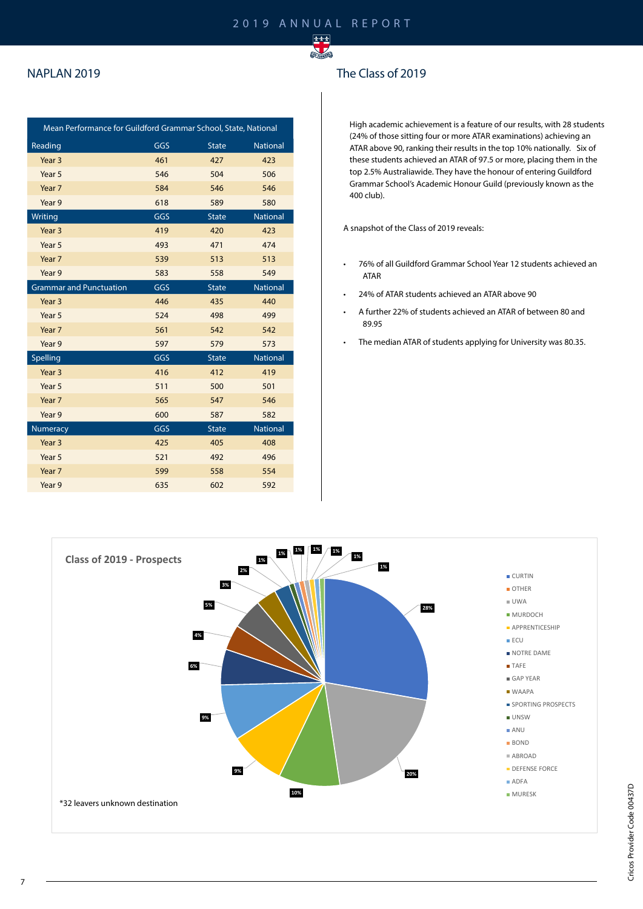## NAPLAN 2019

| Mean Performance for Guildford Grammar School, State, National | | | |
|---|---|---|---|
| Reading | GGS | State | National |
| Year 3 | 461 | 427 | 423 |
| Year 5 | 546 | 504 | 506 |
| Year 7 | 584 | 546 | 546 |
| Year 9 | 618 | 589 | 580 |
| Writing | GGS | State | National |
| Year 3 | 419 | 420 | 423 |
| Year 5 | 493 | 471 | 474 |
| Year 7 | 539 | 513 | 513 |
| Year 9 | 583 | 558 | 549 |
| Grammar and Punctuation | GGS | State | National |
| Year 3 | 446 | 435 | 440 |
| Year 5 | 524 | 498 | 499 |
| Year 7 | 561 | 542 | 542 |
| Year 9 | 597 | 579 | 573 |
| Spelling | GGS | State | National |
| Year 3 | 416 | 412 | 419 |
| Year 5 | 511 | 500 | 501 |
| Year 7 | 565 | 547 | 546 |
| Year 9 | 600 | 587 | 582 |
| Numeracy | GGS | State | National |
| Year 3 | 425 | 405 | 408 |
| Year 5 | 521 | 492 | 496 |
| Year 7 | 599 | 558 | 554 |
| Year 9 | 635 | 602 | 592 |

## The Class of 2019

High academic achievement is a feature of our results, with 28 students (24% of those sitting four or more ATAR examinations) achieving an ATAR above 90, ranking their results in the top 10% nationally. Six of these students achieved an ATAR of 97.5 or more, placing them in the top 2.5% Australiawide. They have the honour of entering Guildford Grammar School's Academic Honour Guild (previously known as the 400 club).

A snapshot of the Class of 2019 reveals:

- 76% of all Guildford Grammar School Year 12 students achieved an ATAR
- 24% of ATAR students achieved an ATAR above 90
- A further 22% of students achieved an ATAR of between 80 and 89.95
- The median ATAR of students applying for University was 80.35.

**Class of 2019 - Prospects**

| Destination | % |
|---|---|
| CURTIN | 28% |
| OTHER | 20% |
| UWA | 10% |
| MURDOCH | 9% |
| APPRENTICESHIP | 9% |
| ECU | 6% |
| NOTRE DAME | 4% |
| TAFE | 5% |
| GAP YEAR | 3% |
| WAAPA | 2% |
| SPORTING PROSPECTS | 1% |
| UNSW | 1% |
| ANU | 1% |
| BOND | 1% |
| ABROAD | 1% |
| DEFENSE FORCE | 1% |
| ADFA | 1% |
| MURESK | |

*32 leavers unknown destination

Cricos Provider Code 00437D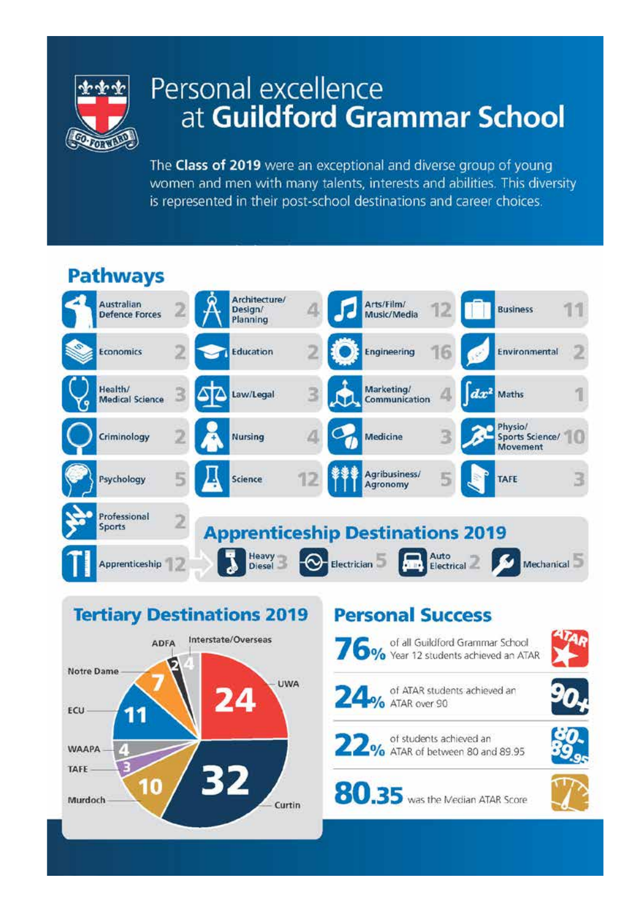# Personal excellence at **Guildford Grammar School**

The **Class of 2019** were an exceptional and diverse group of young women and men with many talents, interests and abilities. This diversity is represented in their post-school destinations and career choices.

## Pathways

| Pathway | Number |
|---|---|
| Australian Defence Forces | 2 |
| Architecture/ Design/ Planning | 4 |
| Arts/Film/ Music/Media | 12 |
| Business | 11 |
| Economics | 2 |
| Education | 2 |
| Engineering | 16 |
| Environmental | 2 |
| Health/ Medical Science | 3 |
| Law/Legal | 3 |
| Marketing/ Communication | 4 |
| Maths | 1 |
| Criminology | 2 |
| Nursing | 4 |
| Medicine | 3 |
| Physio/ Sports Science/ Movement | 10 |
| Psychology | 5 |
| Science | 12 |
| Agribusiness/ Agronomy | 5 |
| TAFE | 3 |
| Professional Sports | 2 |
| Apprenticeship | 12 |

## Apprenticeship Destinations 2019

| Destination | Number |
|---|---|
| Heavy Diesel | 3 |
| Electrician | 5 |
| Auto Electrical | 2 |
| Mechanical | 5 |

## Tertiary Destinations 2019

| Destination | Number |
|---|---|
| UWA | 24 |
| Curtin | 32 |
| Murdoch | 10 |
| TAFE | 3 |
| WAAPA | 4 |
| ECU | 11 |
| Notre Dame | 7 |
| ADFA | 2 |
| Interstate/Overseas | 4 |

## Personal Success

**76%** of all Guildford Grammar School Year 12 students achieved an ATAR

**24%** of ATAR students achieved an ATAR over 90

**22%** of students achieved an ATAR of between 80 and 89.95

**80.35** was the Median ATAR Score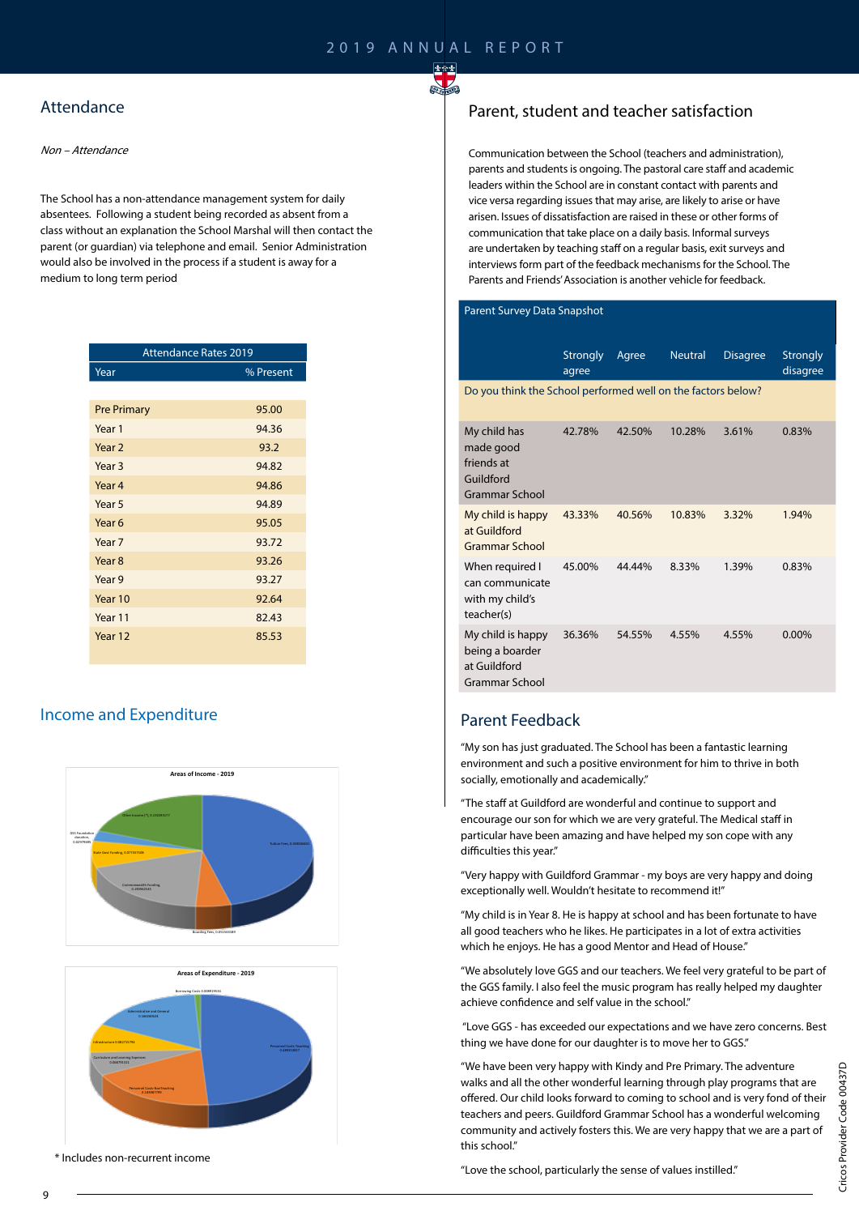## Attendance

*Non – Attendance*

The School has a non-attendance management system for daily absentees. Following a student being recorded as absent from a class without an explanation the School Marshal will then contact the parent (or guardian) via telephone and email. Senior Administration would also be involved in the process if a student is away for a medium to long term period

| Attendance Rates 2019 | |
|---|---|
| Year | % Present |
| Pre Primary | 95.00 |
| Year 1 | 94.36 |
| Year 2 | 93.2 |
| Year 3 | 94.82 |
| Year 4 | 94.86 |
| Year 5 | 94.89 |
| Year 6 | 95.05 |
| Year 7 | 93.72 |
| Year 8 | 93.26 |
| Year 9 | 93.27 |
| Year 10 | 92.64 |
| Year 11 | 82.43 |
| Year 12 | 85.53 |

## Income and Expenditure

Areas of Income - 2019

Areas of Expenditure - 2019

* Includes non-recurrent income

## Parent, student and teacher satisfaction

Communication between the School (teachers and administration), parents and students is ongoing. The pastoral care staff and academic leaders within the School are in constant contact with parents and vice versa regarding issues that may arise, are likely to arise or have arisen. Issues of dissatisfaction are raised in these or other forms of communication that take place on a daily basis. Informal surveys are undertaken by teaching staff on a regular basis, exit surveys and interviews form part of the feedback mechanisms for the School. The Parents and Friends' Association is another vehicle for feedback.

Parent Survey Data Snapshot

| | Strongly agree | Agree | Neutral | Disagree | Strongly disagree |
|---|---|---|---|---|---|
| Do you think the School performed well on the factors below? | | | | | |
| My child has made good friends at Guildford Grammar School | 42.78% | 42.50% | 10.28% | 3.61% | 0.83% |
| My child is happy at Guildford Grammar School | 43.33% | 40.56% | 10.83% | 3.32% | 1.94% |
| When required I can communicate with my child's teacher(s) | 45.00% | 44.44% | 8.33% | 1.39% | 0.83% |
| My child is happy being a boarder at Guildford Grammar School | 36.36% | 54.55% | 4.55% | 4.55% | 0.00% |

## Parent Feedback

"My son has just graduated. The School has been a fantastic learning environment and such a positive environment for him to thrive in both socially, emotionally and academically."

"The staff at Guildford are wonderful and continue to support and encourage our son for which we are very grateful. The Medical staff in particular have been amazing and have helped my son cope with any difficulties this year."

"Very happy with Guildford Grammar - my boys are very happy and doing exceptionally well. Wouldn't hesitate to recommend it!"

"My child is in Year 8. He is happy at school and has been fortunate to have all good teachers who he likes. He participates in a lot of extra activities which he enjoys. He has a good Mentor and Head of House."

"We absolutely love GGS and our teachers. We feel very grateful to be part of the GGS family. I also feel the music program has really helped my daughter achieve confidence and self value in the school."

"Love GGS - has exceeded our expectations and we have zero concerns. Best thing we have done for our daughter is to move her to GGS."

"We have been very happy with Kindy and Pre Primary. The adventure walks and all the other wonderful learning through play programs that are offered. Our child looks forward to coming to school and is very fond of their teachers and peers. Guildford Grammar School has a wonderful welcoming community and actively fosters this. We are very happy that we are a part of this school."

"Love the school, particularly the sense of values instilled."

Cricos Provider Code 00437D